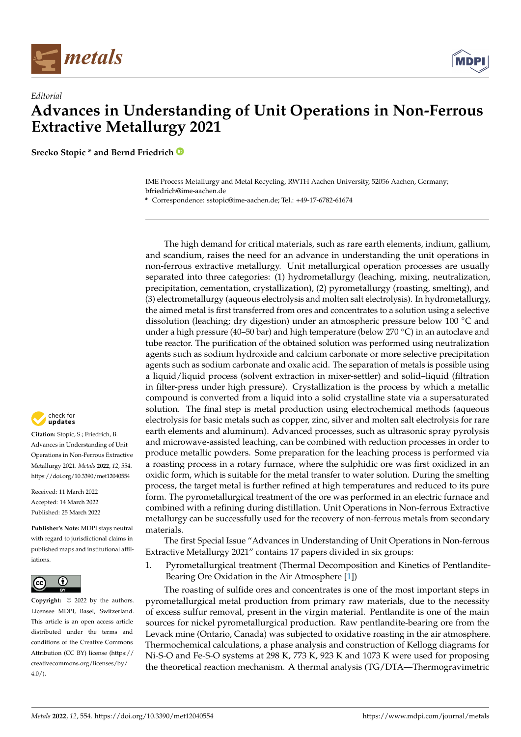*Editorial*

# Advances in Understanding of Unit Operations in Non-Ferrous Extractive Metallurgy 2021

**Srecko Stopic * and Bernd Friedrich**

IME Process Metallurgy and Metal Recycling, RWTH Aachen University, 52056 Aachen, Germany; bfriedrich@ime-aachen.de

\* Correspondence: sstopic@ime-aachen.de; Tel.: +49-17-6782-61674

**Citation:** Stopic, S.; Friedrich, B. Advances in Understanding of Unit Operations in Non-Ferrous Extractive Metallurgy 2021. *Metals* **2022**, *12*, 554. https://doi.org/10.3390/met12040554

Received: 11 March 2022
Accepted: 14 March 2022
Published: 25 March 2022

**Publisher's Note:** MDPI stays neutral with regard to jurisdictional claims in published maps and institutional affiliations.

**Copyright:** © 2022 by the authors. Licensee MDPI, Basel, Switzerland. This article is an open access article distributed under the terms and conditions of the Creative Commons Attribution (CC BY) license (https://creativecommons.org/licenses/by/4.0/).

The high demand for critical materials, such as rare earth elements, indium, gallium, and scandium, raises the need for an advance in understanding the unit operations in non-ferrous extractive metallurgy. Unit metallurgical operation processes are usually separated into three categories: (1) hydrometallurgy (leaching, mixing, neutralization, precipitation, cementation, crystallization), (2) pyrometallurgy (roasting, smelting), and (3) electrometallurgy (aqueous electrolysis and molten salt electrolysis). In hydrometallurgy, the aimed metal is first transferred from ores and concentrates to a solution using a selective dissolution (leaching; dry digestion) under an atmospheric pressure below 100 °C and under a high pressure (40–50 bar) and high temperature (below 270 °C) in an autoclave and tube reactor. The purification of the obtained solution was performed using neutralization agents such as sodium hydroxide and calcium carbonate or more selective precipitation agents such as sodium carbonate and oxalic acid. The separation of metals is possible using a liquid/liquid process (solvent extraction in mixer-settler) and solid–liquid (filtration in filter-press under high pressure). Crystallization is the process by which a metallic compound is converted from a liquid into a solid crystalline state via a supersaturated solution. The final step is metal production using electrochemical methods (aqueous electrolysis for basic metals such as copper, zinc, silver and molten salt electrolysis for rare earth elements and aluminum). Advanced processes, such as ultrasonic spray pyrolysis and microwave-assisted leaching, can be combined with reduction processes in order to produce metallic powders. Some preparation for the leaching process is performed via a roasting process in a rotary furnace, where the sulphidic ore was first oxidized in an oxidic form, which is suitable for the metal transfer to water solution. During the smelting process, the target metal is further refined at high temperatures and reduced to its pure form. The pyrometallurgical treatment of the ore was performed in an electric furnace and combined with a refining during distillation. Unit Operations in Non-ferrous Extractive metallurgy can be successfully used for the recovery of non-ferrous metals from secondary materials.

The first Special Issue "Advances in Understanding of Unit Operations in Non-ferrous Extractive Metallurgy 2021" contains 17 papers divided in six groups:

1. Pyrometallurgical treatment (Thermal Decomposition and Kinetics of Pentlandite-Bearing Ore Oxidation in the Air Atmosphere [1])

The roasting of sulfide ores and concentrates is one of the most important steps in pyrometallurgical metal production from primary raw materials, due to the necessity of excess sulfur removal, present in the virgin material. Pentlandite is one of the main sources for nickel pyrometallurgical production. Raw pentlandite-bearing ore from the Levack mine (Ontario, Canada) was subjected to oxidative roasting in the air atmosphere. Thermochemical calculations, a phase analysis and construction of Kellogg diagrams for Ni-S-O and Fe-S-O systems at 298 K, 773 K, 923 K and 1073 K were used for proposing the theoretical reaction mechanism. A thermal analysis (TG/DTA—Thermogravimetric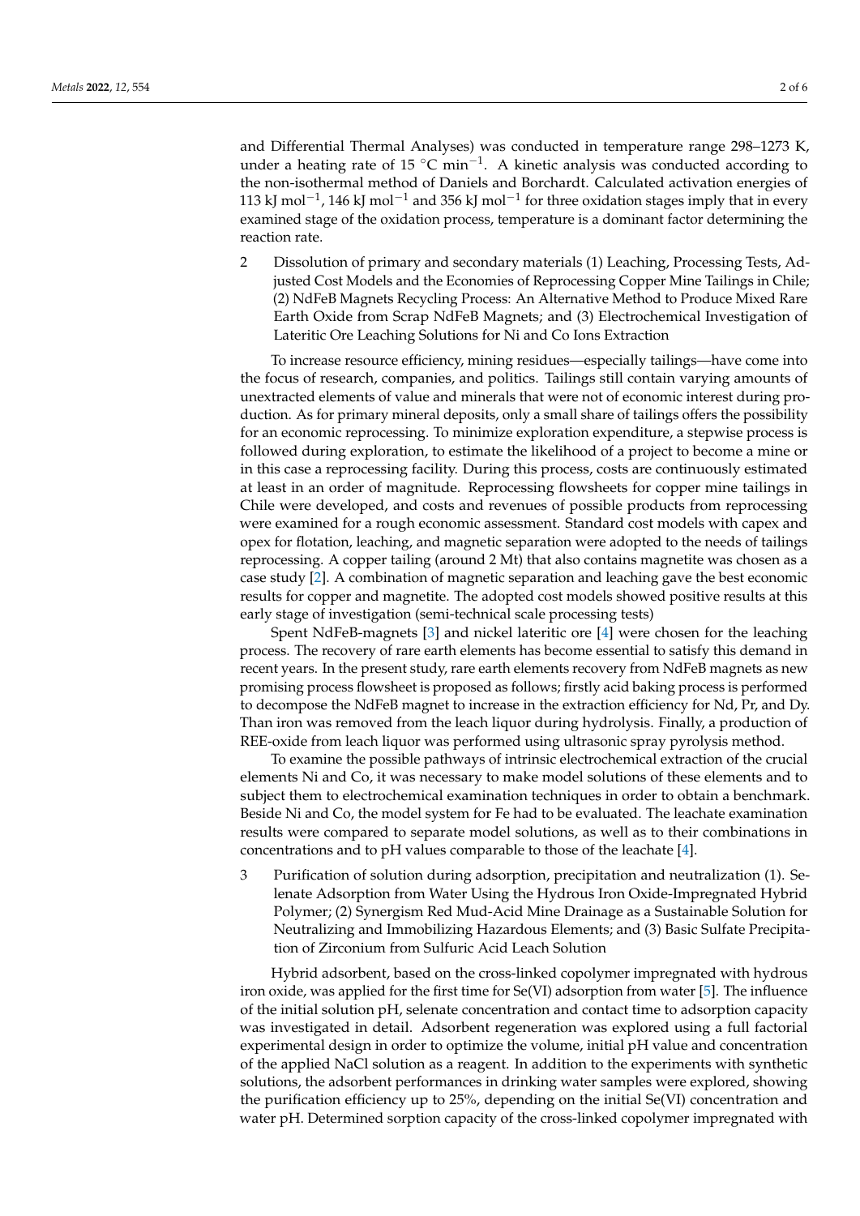and Differential Thermal Analyses) was conducted in temperature range 298–1273 K, under a heating rate of 15 °C $min^{-1}$. A kinetic analysis was conducted according to the non-isothermal method of Daniels and Borchardt. Calculated activation energies of 113 kJ $mol^{-1}$, 146 kJ $mol^{-1}$ and 356 kJ $mol^{-1}$ for three oxidation stages imply that in every examined stage of the oxidation process, temperature is a dominant factor determining the reaction rate.

2 Dissolution of primary and secondary materials (1) Leaching, Processing Tests, Adjusted Cost Models and the Economies of Reprocessing Copper Mine Tailings in Chile; (2) NdFeB Magnets Recycling Process: An Alternative Method to Produce Mixed Rare Earth Oxide from Scrap NdFeB Magnets; and (3) Electrochemical Investigation of Lateritic Ore Leaching Solutions for Ni and Co Ions Extraction

To increase resource efficiency, mining residues—especially tailings—have come into the focus of research, companies, and politics. Tailings still contain varying amounts of unextracted elements of value and minerals that were not of economic interest during production. As for primary mineral deposits, only a small share of tailings offers the possibility for an economic reprocessing. To minimize exploration expenditure, a stepwise process is followed during exploration, to estimate the likelihood of a project to become a mine or in this case a reprocessing facility. During this process, costs are continuously estimated at least in an order of magnitude. Reprocessing flowsheets for copper mine tailings in Chile were developed, and costs and revenues of possible products from reprocessing were examined for a rough economic assessment. Standard cost models with capex and opex for flotation, leaching, and magnetic separation were adopted to the needs of tailings reprocessing. A copper tailing (around 2 Mt) that also contains magnetite was chosen as a case study [2]. A combination of magnetic separation and leaching gave the best economic results for copper and magnetite. The adopted cost models showed positive results at this early stage of investigation (semi-technical scale processing tests)

Spent NdFeB-magnets [3] and nickel lateritic ore [4] were chosen for the leaching process. The recovery of rare earth elements has become essential to satisfy this demand in recent years. In the present study, rare earth elements recovery from NdFeB magnets as new promising process flowsheet is proposed as follows; firstly acid baking process is performed to decompose the NdFeB magnet to increase in the extraction efficiency for Nd, Pr, and Dy. Than iron was removed from the leach liquor during hydrolysis. Finally, a production of REE-oxide from leach liquor was performed using ultrasonic spray pyrolysis method.

To examine the possible pathways of intrinsic electrochemical extraction of the crucial elements Ni and Co, it was necessary to make model solutions of these elements and to subject them to electrochemical examination techniques in order to obtain a benchmark. Beside Ni and Co, the model system for Fe had to be evaluated. The leachate examination results were compared to separate model solutions, as well as to their combinations in concentrations and to pH values comparable to those of the leachate [4].

3 Purification of solution during adsorption, precipitation and neutralization (1). Selenate Adsorption from Water Using the Hydrous Iron Oxide-Impregnated Hybrid Polymer; (2) Synergism Red Mud-Acid Mine Drainage as a Sustainable Solution for Neutralizing and Immobilizing Hazardous Elements; and (3) Basic Sulfate Precipitation of Zirconium from Sulfuric Acid Leach Solution

Hybrid adsorbent, based on the cross-linked copolymer impregnated with hydrous iron oxide, was applied for the first time for Se(VI) adsorption from water [5]. The influence of the initial solution pH, selenate concentration and contact time to adsorption capacity was investigated in detail. Adsorbent regeneration was explored using a full factorial experimental design in order to optimize the volume, initial pH value and concentration of the applied NaCl solution as a reagent. In addition to the experiments with synthetic solutions, the adsorbent performances in drinking water samples were explored, showing the purification efficiency up to 25%, depending on the initial Se(VI) concentration and water pH. Determined sorption capacity of the cross-linked copolymer impregnated with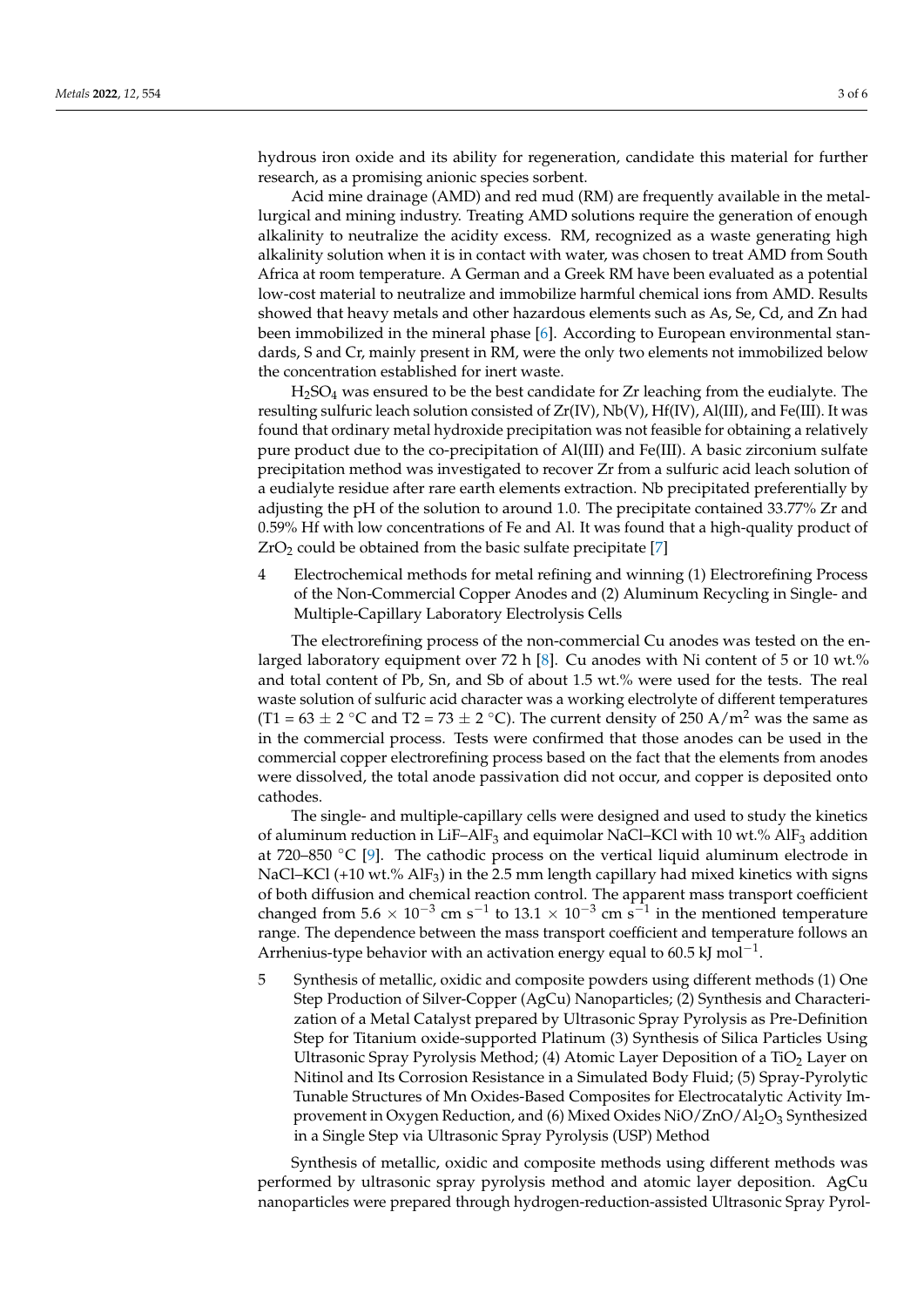hydrous iron oxide and its ability for regeneration, candidate this material for further research, as a promising anionic species sorbent.

Acid mine drainage (AMD) and red mud (RM) are frequently available in the metallurgical and mining industry. Treating AMD solutions require the generation of enough alkalinity to neutralize the acidity excess. RM, recognized as a waste generating high alkalinity solution when it is in contact with water, was chosen to treat AMD from South Africa at room temperature. A German and a Greek RM have been evaluated as a potential low-cost material to neutralize and immobilize harmful chemical ions from AMD. Results showed that heavy metals and other hazardous elements such as As, Se, Cd, and Zn had been immobilized in the mineral phase [6]. According to European environmental standards, S and Cr, mainly present in RM, were the only two elements not immobilized below the concentration established for inert waste.

$H_2SO_4$ was ensured to be the best candidate for Zr leaching from the eudialyte. The resulting sulfuric leach solution consisted of Zr(IV), Nb(V), Hf(IV), Al(III), and Fe(III). It was found that ordinary metal hydroxide precipitation was not feasible for obtaining a relatively pure product due to the co-precipitation of Al(III) and Fe(III). A basic zirconium sulfate precipitation method was investigated to recover Zr from a sulfuric acid leach solution of a eudialyte residue after rare earth elements extraction. Nb precipitated preferentially by adjusting the pH of the solution to around 1.0. The precipitate contained 33.77% Zr and 0.59% Hf with low concentrations of Fe and Al. It was found that a high-quality product of $ZrO_2$ could be obtained from the basic sulfate precipitate [7]

4 Electrochemical methods for metal refining and winning (1) Electrorefining Process of the Non-Commercial Copper Anodes and (2) Aluminum Recycling in Single- and Multiple-Capillary Laboratory Electrolysis Cells

The electrorefining process of the non-commercial Cu anodes was tested on the enlarged laboratory equipment over 72 h [8]. Cu anodes with Ni content of 5 or 10 wt.% and total content of Pb, Sn, and Sb of about 1.5 wt.% were used for the tests. The real waste solution of sulfuric acid character was a working electrolyte of different temperatures (T1 = 63 ± 2 °C and T2 = 73 ± 2 °C). The current density of 250 A/m$^2$ was the same as in the commercial process. Tests were confirmed that those anodes can be used in the commercial copper electrorefining process based on the fact that the elements from anodes were dissolved, the total anode passivation did not occur, and copper is deposited onto cathodes.

The single- and multiple-capillary cells were designed and used to study the kinetics of aluminum reduction in LiF–$AlF_3$ and equimolar NaCl–KCl with 10 wt.% $AlF_3$ addition at 720–850 °C [9]. The cathodic process on the vertical liquid aluminum electrode in NaCl–KCl (+10 wt.% $AlF_3$) in the 2.5 mm length capillary had mixed kinetics with signs of both diffusion and chemical reaction control. The apparent mass transport coefficient changed from $5.6 \times 10^{-3}$ cm s$^{-1}$ to $13.1 \times 10^{-3}$ cm s$^{-1}$ in the mentioned temperature range. The dependence between the mass transport coefficient and temperature follows an Arrhenius-type behavior with an activation energy equal to 60.5 kJ mol$^{-1}$.

5 Synthesis of metallic, oxidic and composite powders using different methods (1) One Step Production of Silver-Copper (AgCu) Nanoparticles; (2) Synthesis and Characterization of a Metal Catalyst prepared by Ultrasonic Spray Pyrolysis as Pre-Definition Step for Titanium oxide-supported Platinum (3) Synthesis of Silica Particles Using Ultrasonic Spray Pyrolysis Method; (4) Atomic Layer Deposition of a $TiO_2$ Layer on Nitinol and Its Corrosion Resistance in a Simulated Body Fluid; (5) Spray-Pyrolytic Tunable Structures of Mn Oxides-Based Composites for Electrocatalytic Activity Improvement in Oxygen Reduction, and (6) Mixed Oxides NiO/ZnO/$Al_2O_3$ Synthesized in a Single Step via Ultrasonic Spray Pyrolysis (USP) Method

Synthesis of metallic, oxidic and composite methods using different methods was performed by ultrasonic spray pyrolysis method and atomic layer deposition. AgCu nanoparticles were prepared through hydrogen-reduction-assisted Ultrasonic Spray Pyrol-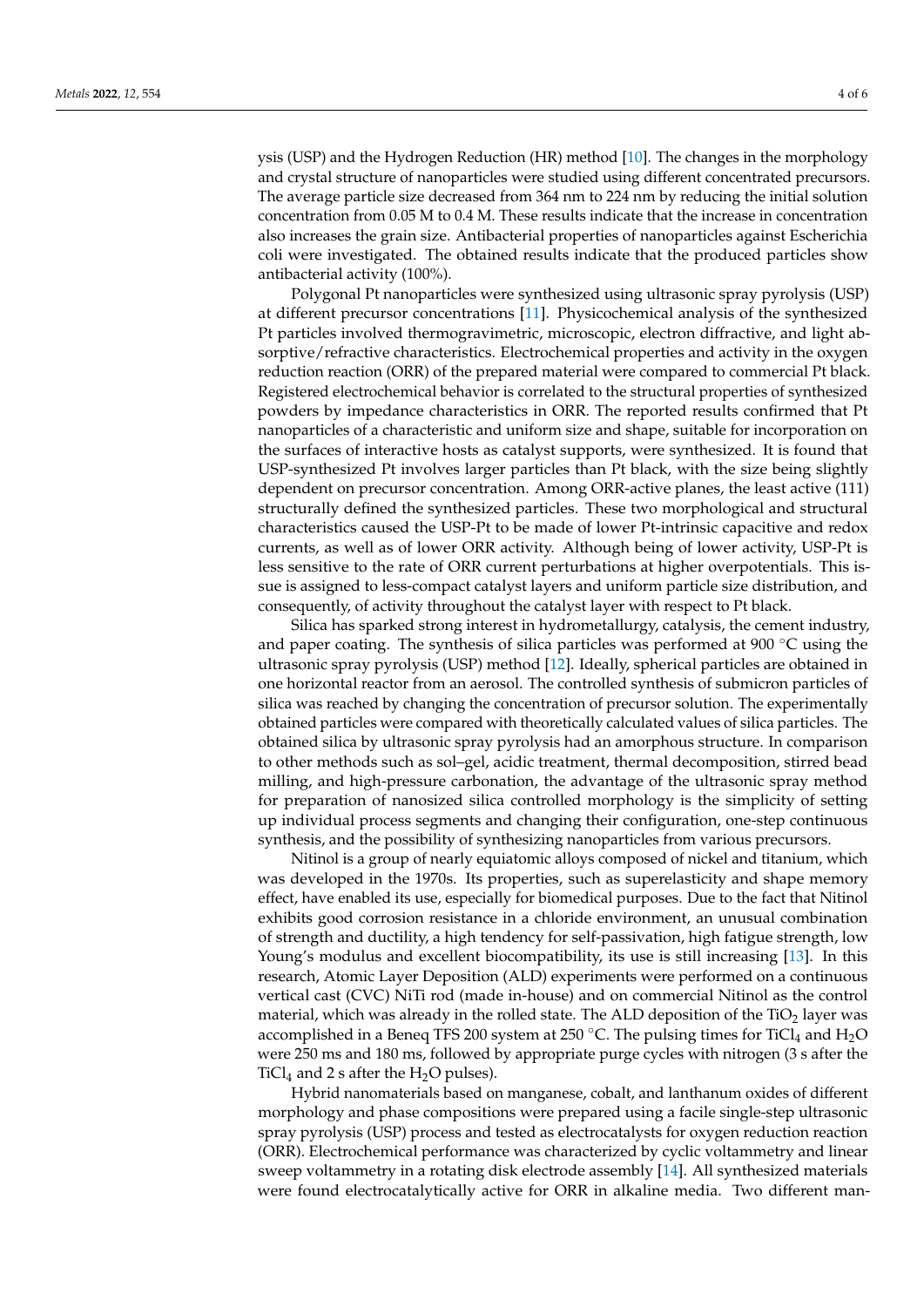ysis (USP) and the Hydrogen Reduction (HR) method [10]. The changes in the morphology and crystal structure of nanoparticles were studied using different concentrated precursors. The average particle size decreased from 364 nm to 224 nm by reducing the initial solution concentration from 0.05 M to 0.4 M. These results indicate that the increase in concentration also increases the grain size. Antibacterial properties of nanoparticles against Escherichia coli were investigated. The obtained results indicate that the produced particles show antibacterial activity (100%).

Polygonal Pt nanoparticles were synthesized using ultrasonic spray pyrolysis (USP) at different precursor concentrations [11]. Physicochemical analysis of the synthesized Pt particles involved thermogravimetric, microscopic, electron diffractive, and light absorptive/refractive characteristics. Electrochemical properties and activity in the oxygen reduction reaction (ORR) of the prepared material were compared to commercial Pt black. Registered electrochemical behavior is correlated to the structural properties of synthesized powders by impedance characteristics in ORR. The reported results confirmed that Pt nanoparticles of a characteristic and uniform size and shape, suitable for incorporation on the surfaces of interactive hosts as catalyst supports, were synthesized. It is found that USP-synthesized Pt involves larger particles than Pt black, with the size being slightly dependent on precursor concentration. Among ORR-active planes, the least active (111) structurally defined the synthesized particles. These two morphological and structural characteristics caused the USP-Pt to be made of lower Pt-intrinsic capacitive and redox currents, as well as of lower ORR activity. Although being of lower activity, USP-Pt is less sensitive to the rate of ORR current perturbations at higher overpotentials. This issue is assigned to less-compact catalyst layers and uniform particle size distribution, and consequently, of activity throughout the catalyst layer with respect to Pt black.

Silica has sparked strong interest in hydrometallurgy, catalysis, the cement industry, and paper coating. The synthesis of silica particles was performed at 900 °C using the ultrasonic spray pyrolysis (USP) method [12]. Ideally, spherical particles are obtained in one horizontal reactor from an aerosol. The controlled synthesis of submicron particles of silica was reached by changing the concentration of precursor solution. The experimentally obtained particles were compared with theoretically calculated values of silica particles. The obtained silica by ultrasonic spray pyrolysis had an amorphous structure. In comparison to other methods such as sol–gel, acidic treatment, thermal decomposition, stirred bead milling, and high-pressure carbonation, the advantage of the ultrasonic spray method for preparation of nanosized silica controlled morphology is the simplicity of setting up individual process segments and changing their configuration, one-step continuous synthesis, and the possibility of synthesizing nanoparticles from various precursors.

Nitinol is a group of nearly equiatomic alloys composed of nickel and titanium, which was developed in the 1970s. Its properties, such as superelasticity and shape memory effect, have enabled its use, especially for biomedical purposes. Due to the fact that Nitinol exhibits good corrosion resistance in a chloride environment, an unusual combination of strength and ductility, a high tendency for self-passivation, high fatigue strength, low Young's modulus and excellent biocompatibility, its use is still increasing [13]. In this research, Atomic Layer Deposition (ALD) experiments were performed on a continuous vertical cast (CVC) NiTi rod (made in-house) and on commercial Nitinol as the control material, which was already in the rolled state. The ALD deposition of the $TiO_2$ layer was accomplished in a Beneq TFS 200 system at 250 °C. The pulsing times for $TiCl_4$ and $H_2O$ were 250 ms and 180 ms, followed by appropriate purge cycles with nitrogen (3 s after the $TiCl_4$ and 2 s after the $H_2O$ pulses).

Hybrid nanomaterials based on manganese, cobalt, and lanthanum oxides of different morphology and phase compositions were prepared using a facile single-step ultrasonic spray pyrolysis (USP) process and tested as electrocatalysts for oxygen reduction reaction (ORR). Electrochemical performance was characterized by cyclic voltammetry and linear sweep voltammetry in a rotating disk electrode assembly [14]. All synthesized materials were found electrocatalytically active for ORR in alkaline media. Two different man-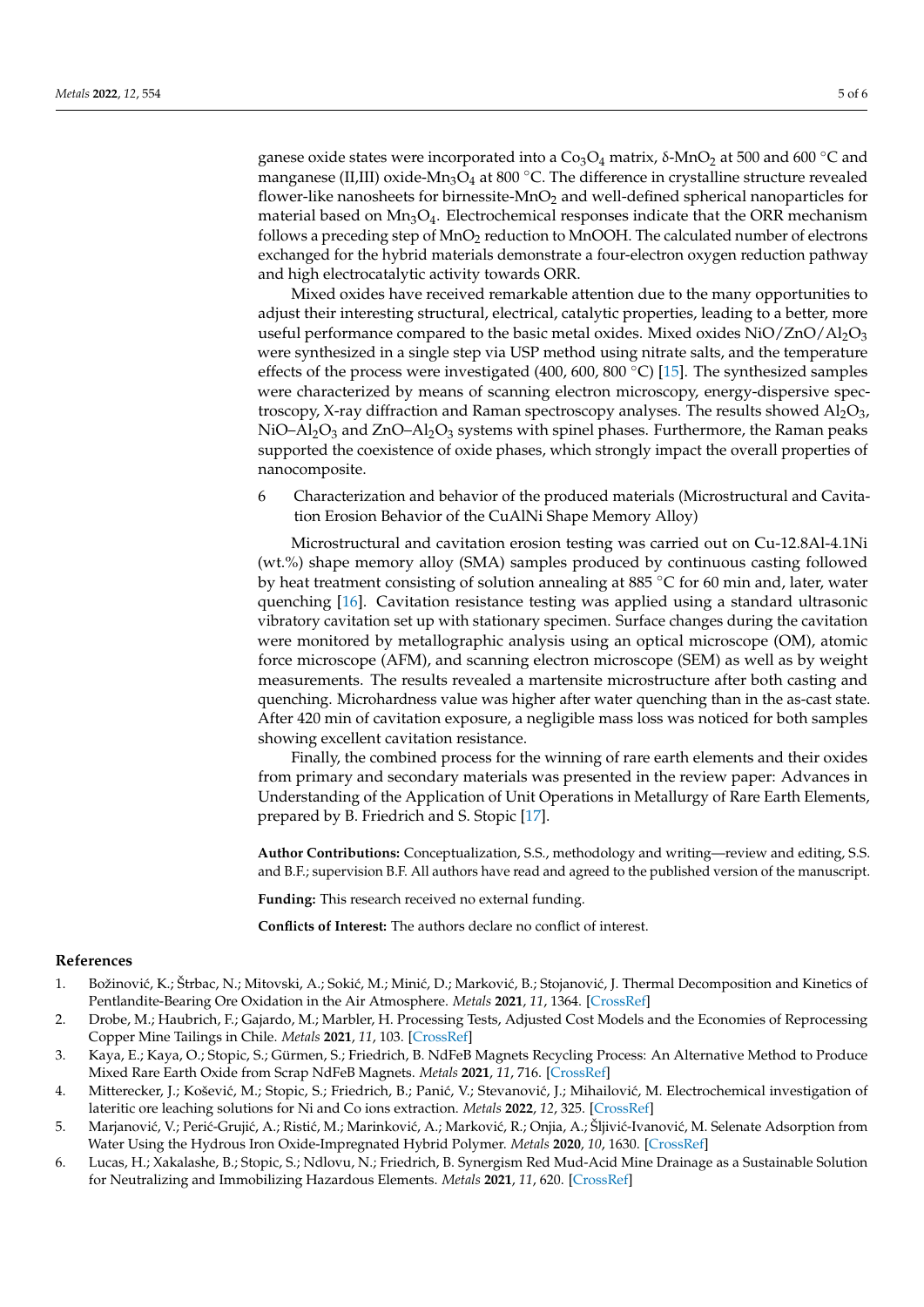ganese oxide states were incorporated into a $Co_3O_4$ matrix, δ-$MnO_2$ at 500 and 600 °C and manganese (II,III) oxide-$Mn_3O_4$ at 800 °C. The difference in crystalline structure revealed flower-like nanosheets for birnessite-$MnO_2$ and well-defined spherical nanoparticles for material based on $Mn_3O_4$. Electrochemical responses indicate that the ORR mechanism follows a preceding step of $MnO_2$ reduction to MnOOH. The calculated number of electrons exchanged for the hybrid materials demonstrate a four-electron oxygen reduction pathway and high electrocatalytic activity towards ORR.

Mixed oxides have received remarkable attention due to the many opportunities to adjust their interesting structural, electrical, catalytic properties, leading to a better, more useful performance compared to the basic metal oxides. Mixed oxides $NiO/ZnO/Al_2O_3$ were synthesized in a single step via USP method using nitrate salts, and the temperature effects of the process were investigated (400, 600, 800 °C) [15]. The synthesized samples were characterized by means of scanning electron microscopy, energy-dispersive spectroscopy, X-ray diffraction and Raman spectroscopy analyses. The results showed $Al_2O_3$, $NiO–Al_2O_3$ and $ZnO–Al_2O_3$ systems with spinel phases. Furthermore, the Raman peaks supported the coexistence of oxide phases, which strongly impact the overall properties of nanocomposite.

6 Characterization and behavior of the produced materials (Microstructural and Cavitation Erosion Behavior of the CuAlNi Shape Memory Alloy)

Microstructural and cavitation erosion testing was carried out on Cu-12.8Al-4.1Ni (wt.%) shape memory alloy (SMA) samples produced by continuous casting followed by heat treatment consisting of solution annealing at 885 °C for 60 min and, later, water quenching [16]. Cavitation resistance testing was applied using a standard ultrasonic vibratory cavitation set up with stationary specimen. Surface changes during the cavitation were monitored by metallographic analysis using an optical microscope (OM), atomic force microscope (AFM), and scanning electron microscope (SEM) as well as by weight measurements. The results revealed a martensite microstructure after both casting and quenching. Microhardness value was higher after water quenching than in the as-cast state. After 420 min of cavitation exposure, a negligible mass loss was noticed for both samples showing excellent cavitation resistance.

Finally, the combined process for the winning of rare earth elements and their oxides from primary and secondary materials was presented in the review paper: Advances in Understanding of the Application of Unit Operations in Metallurgy of Rare Earth Elements, prepared by B. Friedrich and S. Stopic [17].

**Author Contributions:** Conceptualization, S.S., methodology and writing—review and editing, S.S. and B.F.; supervision B.F. All authors have read and agreed to the published version of the manuscript.

**Funding:** This research received no external funding.

**Conflicts of Interest:** The authors declare no conflict of interest.

## References

1. Božinović, K.; Štrbac, N.; Mitovski, A.; Sokić, M.; Minić, D.; Marković, B.; Stojanović, J. Thermal Decomposition and Kinetics of Pentlandite-Bearing Ore Oxidation in the Air Atmosphere. *Metals* **2021**, *11*, 1364. [CrossRef]
2. Drobe, M.; Haubrich, F.; Gajardo, M.; Marbler, H. Processing Tests, Adjusted Cost Models and the Economies of Reprocessing Copper Mine Tailings in Chile. *Metals* **2021**, *11*, 103. [CrossRef]
3. Kaya, E.; Kaya, O.; Stopic, S.; Gürmen, S.; Friedrich, B. NdFeB Magnets Recycling Process: An Alternative Method to Produce Mixed Rare Earth Oxide from Scrap NdFeB Magnets. *Metals* **2021**, *11*, 716. [CrossRef]
4. Mitterecker, J.; Košević, M.; Stopic, S.; Friedrich, B.; Panić, V.; Stevanović, J.; Mihailović, M. Electrochemical investigation of lateritic ore leaching solutions for Ni and Co ions extraction. *Metals* **2022**, *12*, 325. [CrossRef]
5. Marjanović, V.; Perić-Grujić, A.; Ristić, M.; Marinković, A.; Marković, R.; Onjia, A.; Šljivić-Ivanović, M. Selenate Adsorption from Water Using the Hydrous Iron Oxide-Impregnated Hybrid Polymer. *Metals* **2020**, *10*, 1630. [CrossRef]
6. Lucas, H.; Xakalashe, B.; Stopic, S.; Ndlovu, N.; Friedrich, B. Synergism Red Mud-Acid Mine Drainage as a Sustainable Solution for Neutralizing and Immobilizing Hazardous Elements. *Metals* **2021**, *11*, 620. [CrossRef]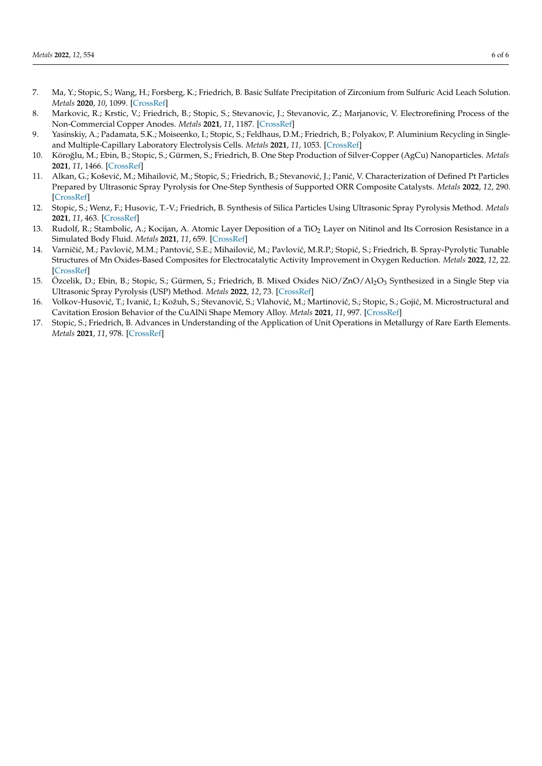7. Ma, Y.; Stopic, S.; Wang, H.; Forsberg, K.; Friedrich, B. Basic Sulfate Precipitation of Zirconium from Sulfuric Acid Leach Solution. *Metals* **2020**, *10*, 1099. [CrossRef]
8. Markovic, R.; Krstic, V.; Friedrich, B.; Stopic, S.; Stevanovic, J.; Stevanovic, Z.; Marjanovic, V. Electrorefining Process of the Non-Commercial Copper Anodes. *Metals* **2021**, *11*, 1187. [CrossRef]
9. Yasinskiy, A.; Padamata, S.K.; Moiseenko, I.; Stopic, S.; Feldhaus, D.M.; Friedrich, B.; Polyakov, P. Aluminium Recycling in Single- and Multiple-Capillary Laboratory Electrolysis Cells. *Metals* **2021**, *11*, 1053. [CrossRef]
10. Köroğlu, M.; Ebin, B.; Stopic, S.; Gürmen, S.; Friedrich, B. One Step Production of Silver-Copper (AgCu) Nanoparticles. *Metals* **2021**, *11*, 1466. [CrossRef]
11. Alkan, G.; Košević, M.; Mihailović, M.; Stopic, S.; Friedrich, B.; Stevanović, J.; Panić, V. Characterization of Defined Pt Particles Prepared by Ultrasonic Spray Pyrolysis for One-Step Synthesis of Supported ORR Composite Catalysts. *Metals* **2022**, *12*, 290. [CrossRef]
12. Stopic, S.; Wenz, F.; Husovic, T.-V.; Friedrich, B. Synthesis of Silica Particles Using Ultrasonic Spray Pyrolysis Method. *Metals* **2021**, *11*, 463. [CrossRef]
13. Rudolf, R.; Stambolic, A.; Kocijan, A. Atomic Layer Deposition of a $TiO_2$ Layer on Nitinol and Its Corrosion Resistance in a Simulated Body Fluid. *Metals* **2021**, *11*, 659. [CrossRef]
14. Varničić, M.; Pavlović, M.M.; Pantović, S.E.; Mihailović, M.; Pavlović, M.R.P.; Stopić, S.; Friedrich, B. Spray-Pyrolytic Tunable Structures of Mn Oxides-Based Composites for Electrocatalytic Activity Improvement in Oxygen Reduction. *Metals* **2022**, *12*, 22. [CrossRef]
15. Özcelik, D.; Ebin, B.; Stopic, S.; Gürmen, S.; Friedrich, B. Mixed Oxides $NiO/ZnO/Al_2O_3$ Synthesized in a Single Step via Ultrasonic Spray Pyrolysis (USP) Method. *Metals* **2022**, *12*, 73. [CrossRef]
16. Volkov-Husović, T.; Ivanić, I.; Kožuh, S.; Stevanović, S.; Vlahović, M.; Martinović, S.; Stopic, S.; Gojić, M. Microstructural and Cavitation Erosion Behavior of the CuAlNi Shape Memory Alloy. *Metals* **2021**, *11*, 997. [CrossRef]
17. Stopic, S.; Friedrich, B. Advances in Understanding of the Application of Unit Operations in Metallurgy of Rare Earth Elements. *Metals* **2021**, *11*, 978. [CrossRef]